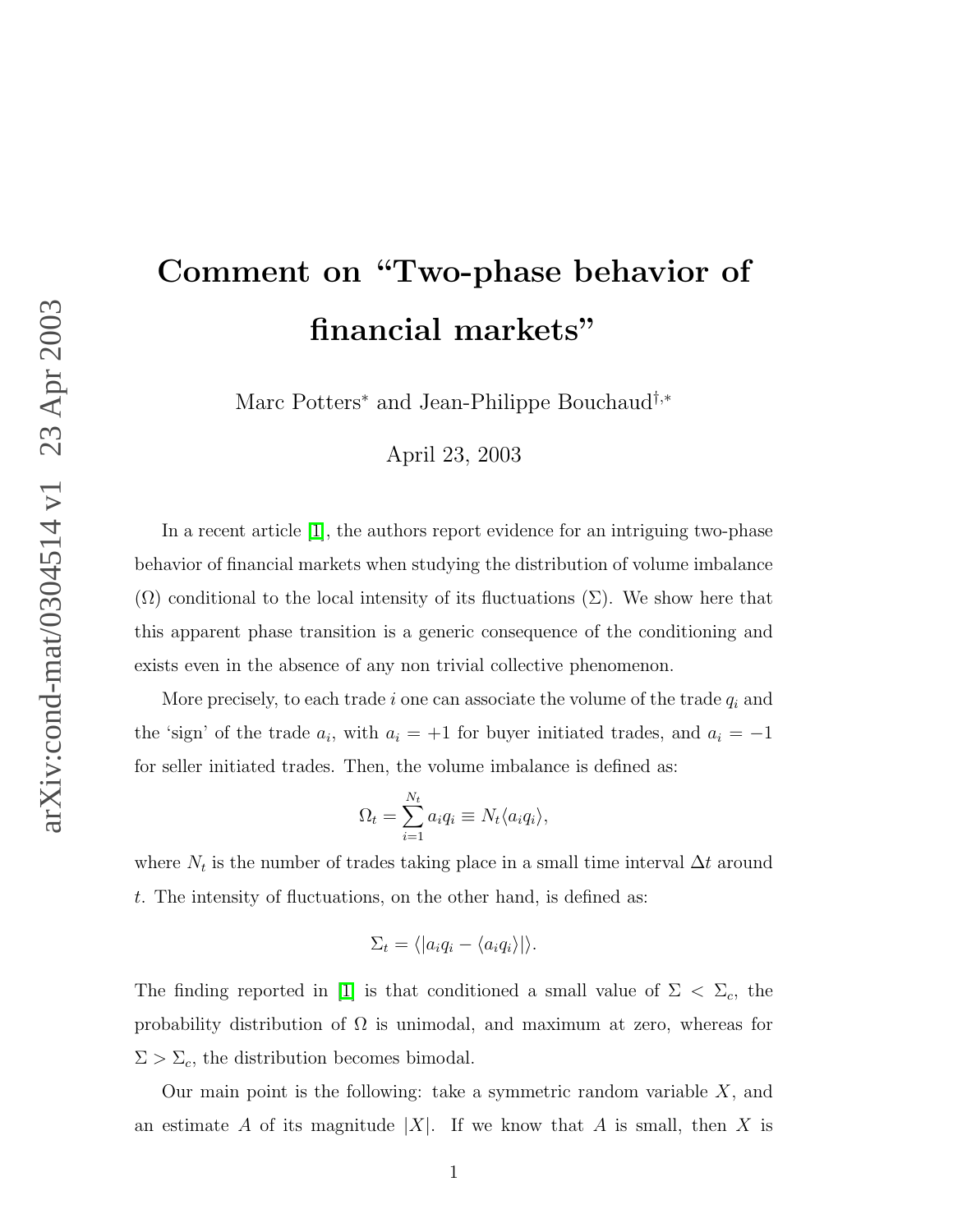# Comment on "Two-phase behavior of financial markets"

Marc Potters* and Jean-Philippe Bouchaud†,*

April 23, 2003

In a recent article [1], the authors report evidence for an intriguing two-phase behavior of financial markets when studying the distribution of volume imbalance ($\Omega$) conditional to the local intensity of its fluctuations ($\Sigma$). We show here that this apparent phase transition is a generic consequence of the conditioning and exists even in the absence of any non trivial collective phenomenon.

More precisely, to each trade $i$ one can associate the volume of the trade $q_i$ and the 'sign' of the trade $a_i$, with $a_i = +1$ for buyer initiated trades, and $a_i = -1$ for seller initiated trades. Then, the volume imbalance is defined as:

$$\Omega_t = \sum_{i=1}^{N_t} a_i q_i \equiv N_t \langle a_i q_i \rangle,$$

where $N_t$ is the number of trades taking place in a small time interval $\Delta t$ around $t$. The intensity of fluctuations, on the other hand, is defined as:

$$\Sigma_t = \langle |a_i q_i - \langle a_i q_i \rangle| \rangle.$$

The finding reported in [1] is that conditioned a small value of $\Sigma < \Sigma_c$, the probability distribution of $\Omega$ is unimodal, and maximum at zero, whereas for $\Sigma > \Sigma_c$, the distribution becomes bimodal.

Our main point is the following: take a symmetric random variable $X$, and an estimate $A$ of its magnitude $|X|$. If we know that $A$ is small, then $X$ is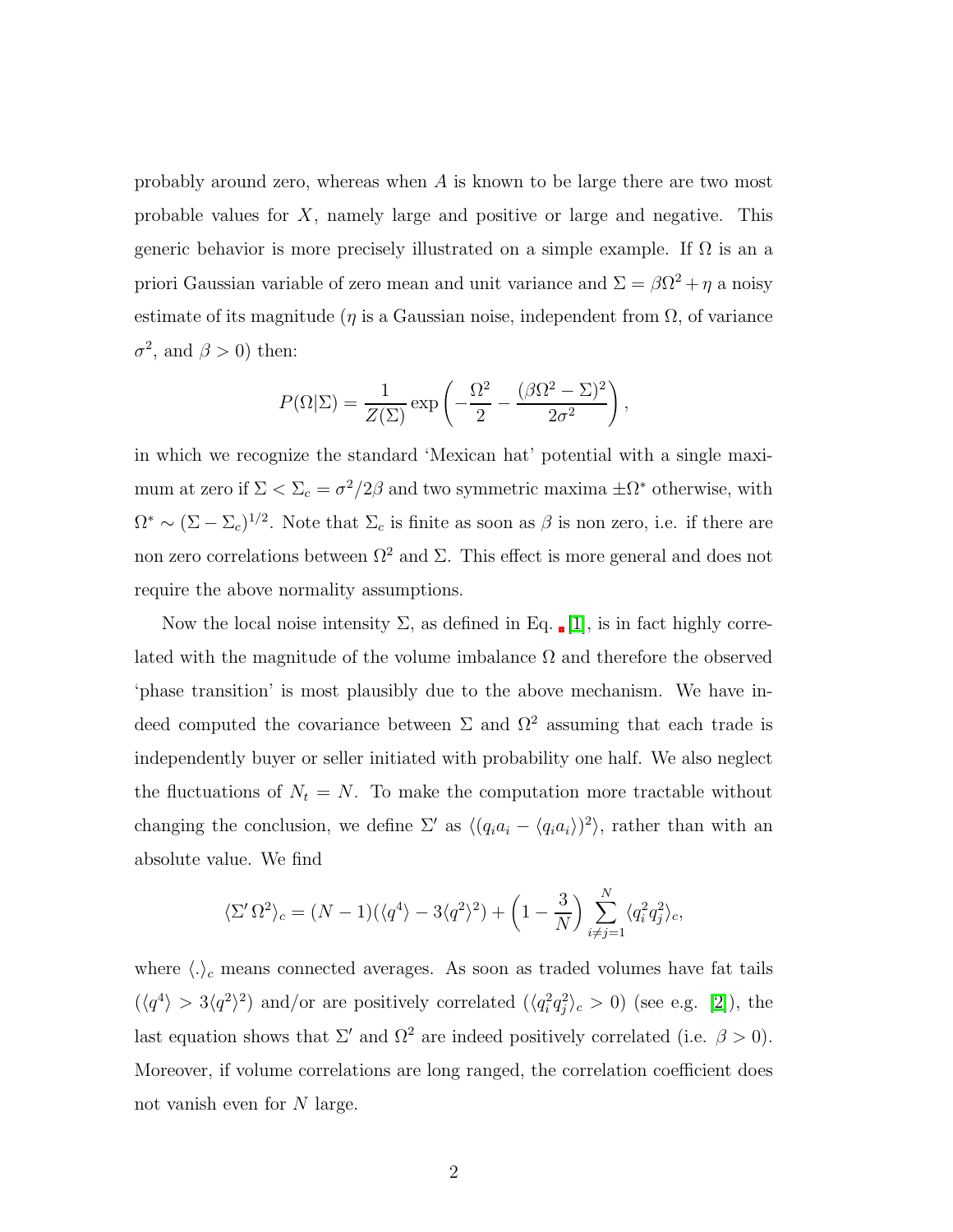probably around zero, whereas when $A$ is known to be large there are two most probable values for $X$, namely large and positive or large and negative. This generic behavior is more precisely illustrated on a simple example. If $\Omega$ is an a priori Gaussian variable of zero mean and unit variance and $\Sigma = \beta\Omega^2 + \eta$ a noisy estimate of its magnitude ($\eta$ is a Gaussian noise, independent from $\Omega$, of variance $\sigma^2$, and $\beta > 0$) then:

$$P(\Omega|\Sigma) = \frac{1}{Z(\Sigma)} \exp\left(-\frac{\Omega^2}{2} - \frac{(\beta\Omega^2 - \Sigma)^2}{2\sigma^2}\right),$$

in which we recognize the standard 'Mexican hat' potential with a single maximum at zero if $\Sigma < \Sigma_c = \sigma^2/2\beta$ and two symmetric maxima $\pm\Omega^*$ otherwise, with $\Omega^* \sim (\Sigma - \Sigma_c)^{1/2}$. Note that $\Sigma_c$ is finite as soon as $\beta$ is non zero, i.e. if there are non zero correlations between $\Omega^2$ and $\Sigma$. This effect is more general and does not require the above normality assumptions.

Now the local noise intensity $\Sigma$, as defined in Eq. [1], is in fact highly correlated with the magnitude of the volume imbalance $\Omega$ and therefore the observed 'phase transition' is most plausibly due to the above mechanism. We have indeed computed the covariance between $\Sigma$ and $\Omega^2$ assuming that each trade is independently buyer or seller initiated with probability one half. We also neglect the fluctuations of $N_t = N$. To make the computation more tractable without changing the conclusion, we define $\Sigma'$ as $\langle (q_i a_i - \langle q_i a_i \rangle)^2 \rangle$, rather than with an absolute value. We find

$$\langle \Sigma' \, \Omega^2 \rangle_c = (N-1)(\langle q^4 \rangle - 3\langle q^2 \rangle^2) + \left(1 - \frac{3}{N}\right) \sum_{i \neq j = 1}^{N} \langle q_i^2 q_j^2 \rangle_c,$$

where $\langle . \rangle_c$ means connected averages. As soon as traded volumes have fat tails ($\langle q^4 \rangle > 3\langle q^2 \rangle^2$) and/or are positively correlated ($\langle q_i^2 q_j^2 \rangle_c > 0$) (see e.g. [2]), the last equation shows that $\Sigma'$ and $\Omega^2$ are indeed positively correlated (i.e. $\beta > 0$). Moreover, if volume correlations are long ranged, the correlation coefficient does not vanish even for $N$ large.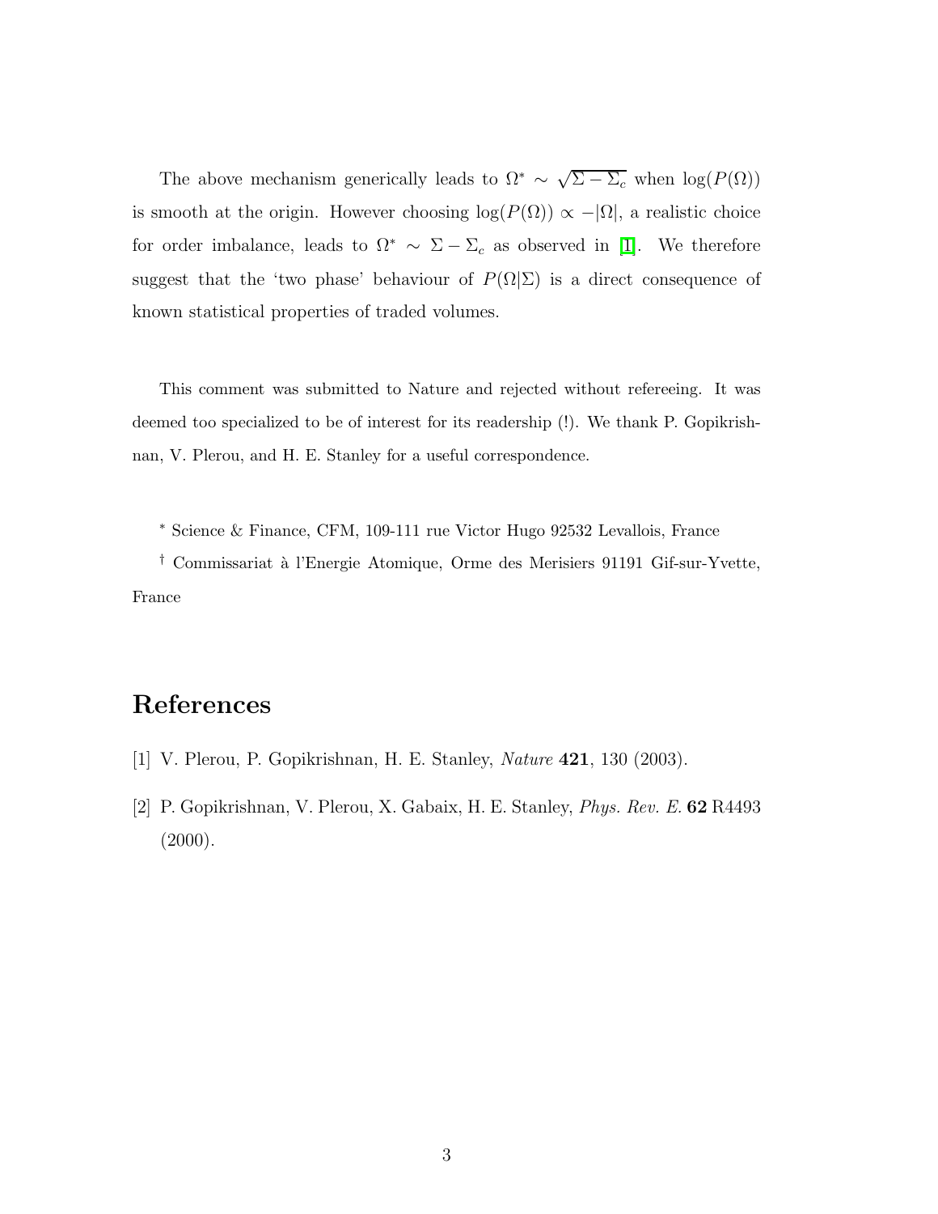The above mechanism generically leads to $\Omega^* \sim \sqrt{\Sigma - \Sigma_c}$ when $\log(P(\Omega))$ is smooth at the origin. However choosing $\log(P(\Omega)) \propto -|\Omega|$, a realistic choice for order imbalance, leads to $\Omega^* \sim \Sigma - \Sigma_c$ as observed in [1]. We therefore suggest that the 'two phase' behaviour of $P(\Omega|\Sigma)$ is a direct consequence of known statistical properties of traded volumes.

This comment was submitted to Nature and rejected without refereeing. It was deemed too specialized to be of interest for its readership (!). We thank P. Gopikrishnan, V. Plerou, and H. E. Stanley for a useful correspondence.

[*] Science & Finance, CFM, 109-111 rue Victor Hugo 92532 Levallois, France

[†] Commissariat à l'Energie Atomique, Orme des Merisiers 91191 Gif-sur-Yvette, France

# References

[1] V. Plerou, P. Gopikrishnan, H. E. Stanley, *Nature* **421**, 130 (2003).

[2] P. Gopikrishnan, V. Plerou, X. Gabaix, H. E. Stanley, *Phys. Rev. E.* **62** R4493 (2000).